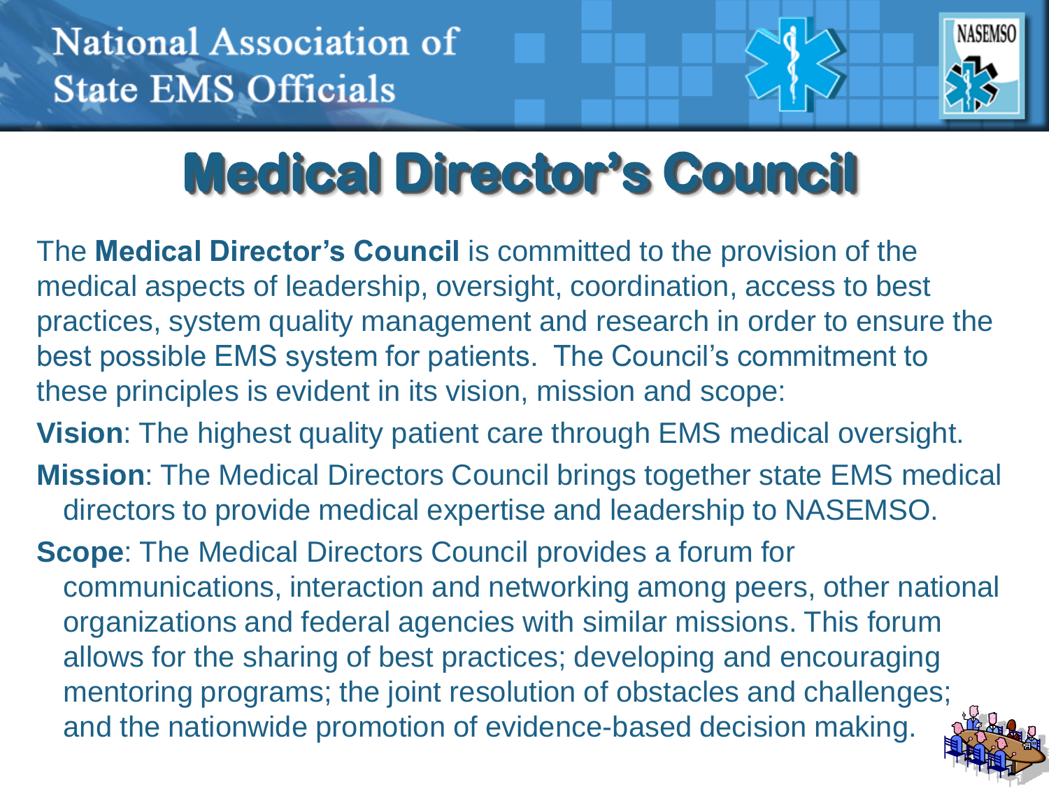National Association of State EMS Officials

NASEMSO

# Medical Director's Council

The **Medical Director's Council** is committed to the provision of the medical aspects of leadership, oversight, coordination, access to best practices, system quality management and research in order to ensure the best possible EMS system for patients. The Council's commitment to these principles is evident in its vision, mission and scope:

**Vision**: The highest quality patient care through EMS medical oversight.

**Mission**: The Medical Directors Council brings together state EMS medical directors to provide medical expertise and leadership to NASEMSO.

**Scope**: The Medical Directors Council provides a forum for communications, interaction and networking among peers, other national organizations and federal agencies with similar missions. This forum allows for the sharing of best practices; developing and encouraging mentoring programs; the joint resolution of obstacles and challenges; and the nationwide promotion of evidence-based decision making.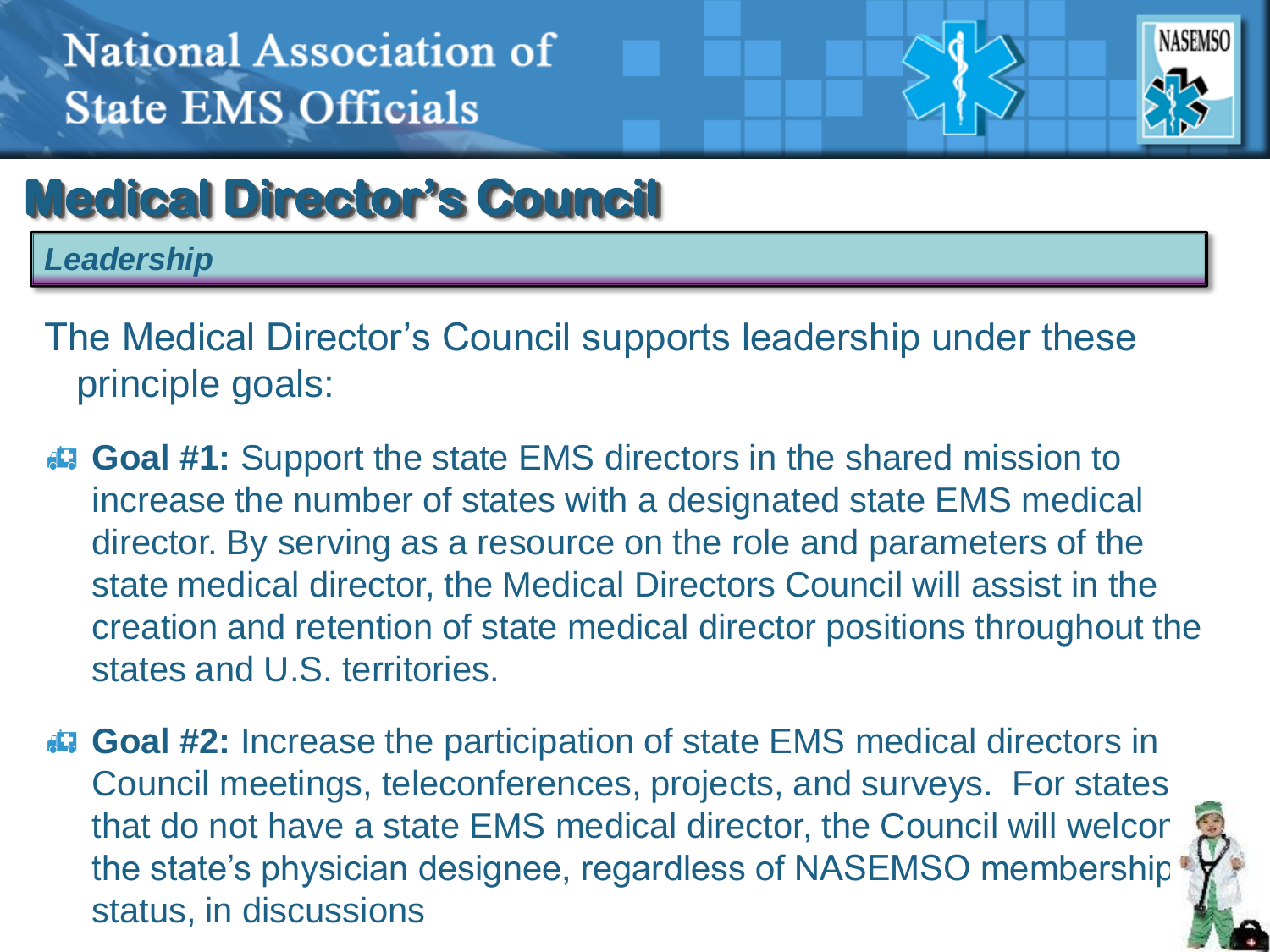# Medical Director's Council

***Leadership***

The Medical Director's Council supports leadership under these principle goals:

- **Goal #1:** Support the state EMS directors in the shared mission to increase the number of states with a designated state EMS medical director. By serving as a resource on the role and parameters of the state medical director, the Medical Directors Council will assist in the creation and retention of state medical director positions throughout the states and U.S. territories.
- **Goal #2:** Increase the participation of state EMS medical directors in Council meetings, teleconferences, projects, and surveys. For states that do not have a state EMS medical director, the Council will welcome the state's physician designee, regardless of NASEMSO membership status, in discussions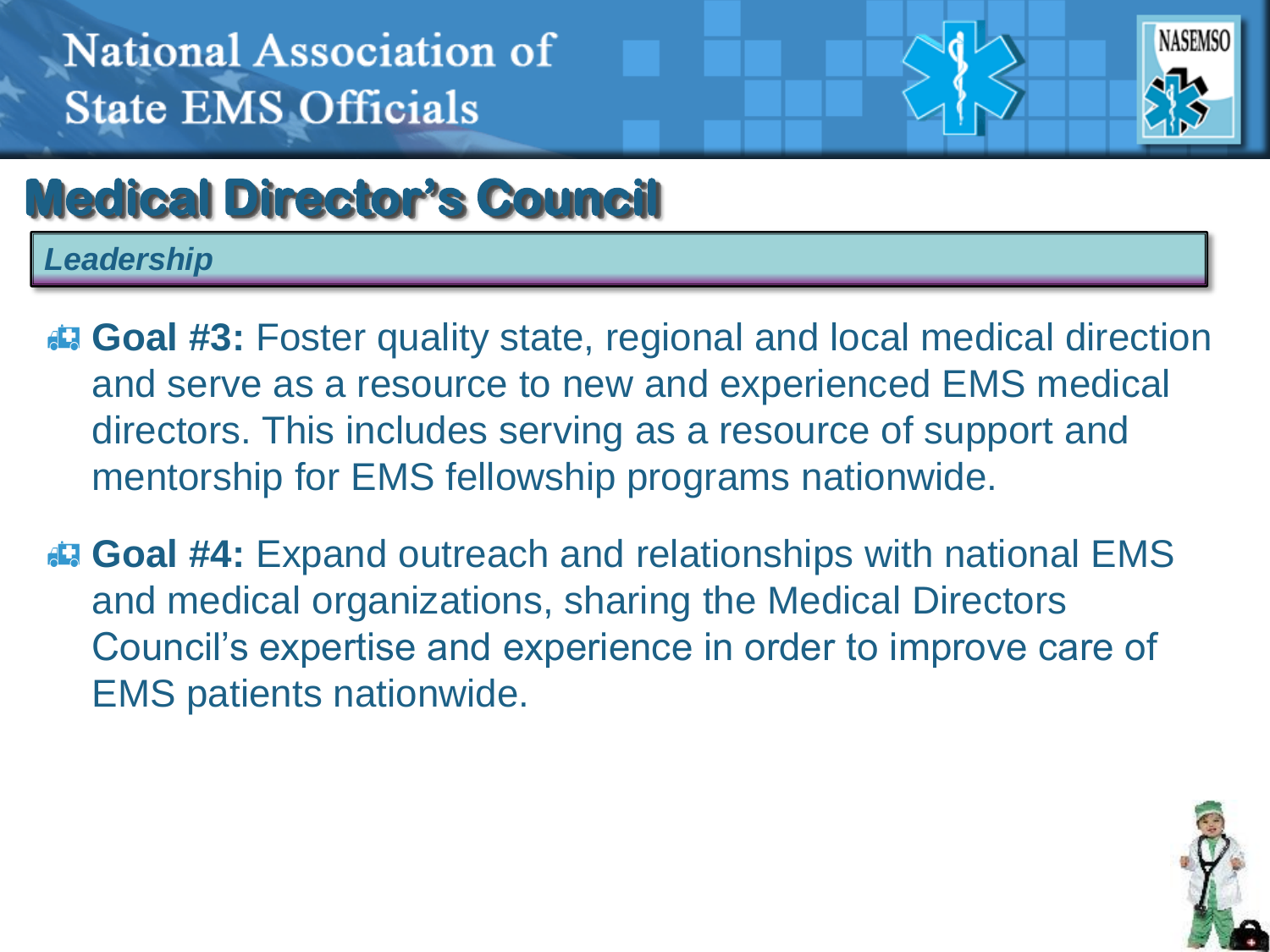# Medical Director's Council

## *Leadership*

- **Goal #3:** Foster quality state, regional and local medical direction and serve as a resource to new and experienced EMS medical directors. This includes serving as a resource of support and mentorship for EMS fellowship programs nationwide.
- **Goal #4:** Expand outreach and relationships with national EMS and medical organizations, sharing the Medical Directors Council's expertise and experience in order to improve care of EMS patients nationwide.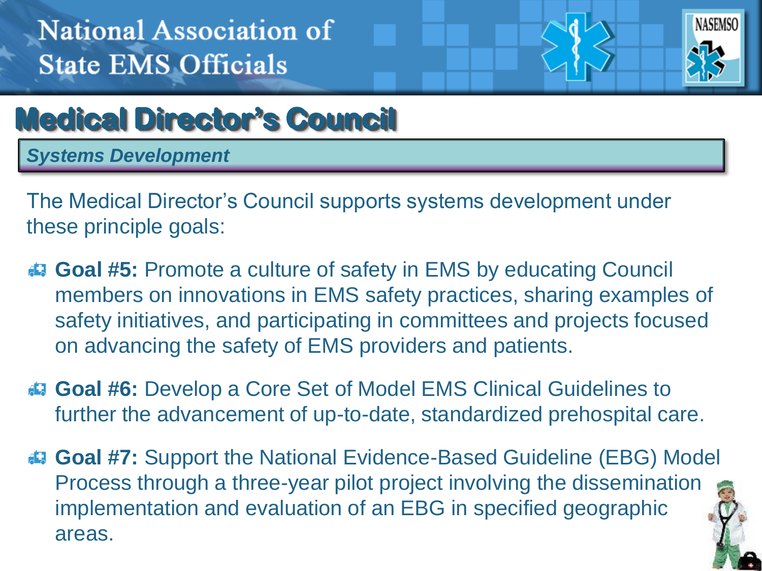National Association of State EMS Officials

# Medical Director's Council

## *Systems Development*

The Medical Director's Council supports systems development under these principle goals:

- **Goal #5:** Promote a culture of safety in EMS by educating Council members on innovations in EMS safety practices, sharing examples of safety initiatives, and participating in committees and projects focused on advancing the safety of EMS providers and patients.
- **Goal #6:** Develop a Core Set of Model EMS Clinical Guidelines to further the advancement of up-to-date, standardized prehospital care.
- **Goal #7:** Support the National Evidence-Based Guideline (EBG) Model Process through a three-year pilot project involving the dissemination implementation and evaluation of an EBG in specified geographic areas.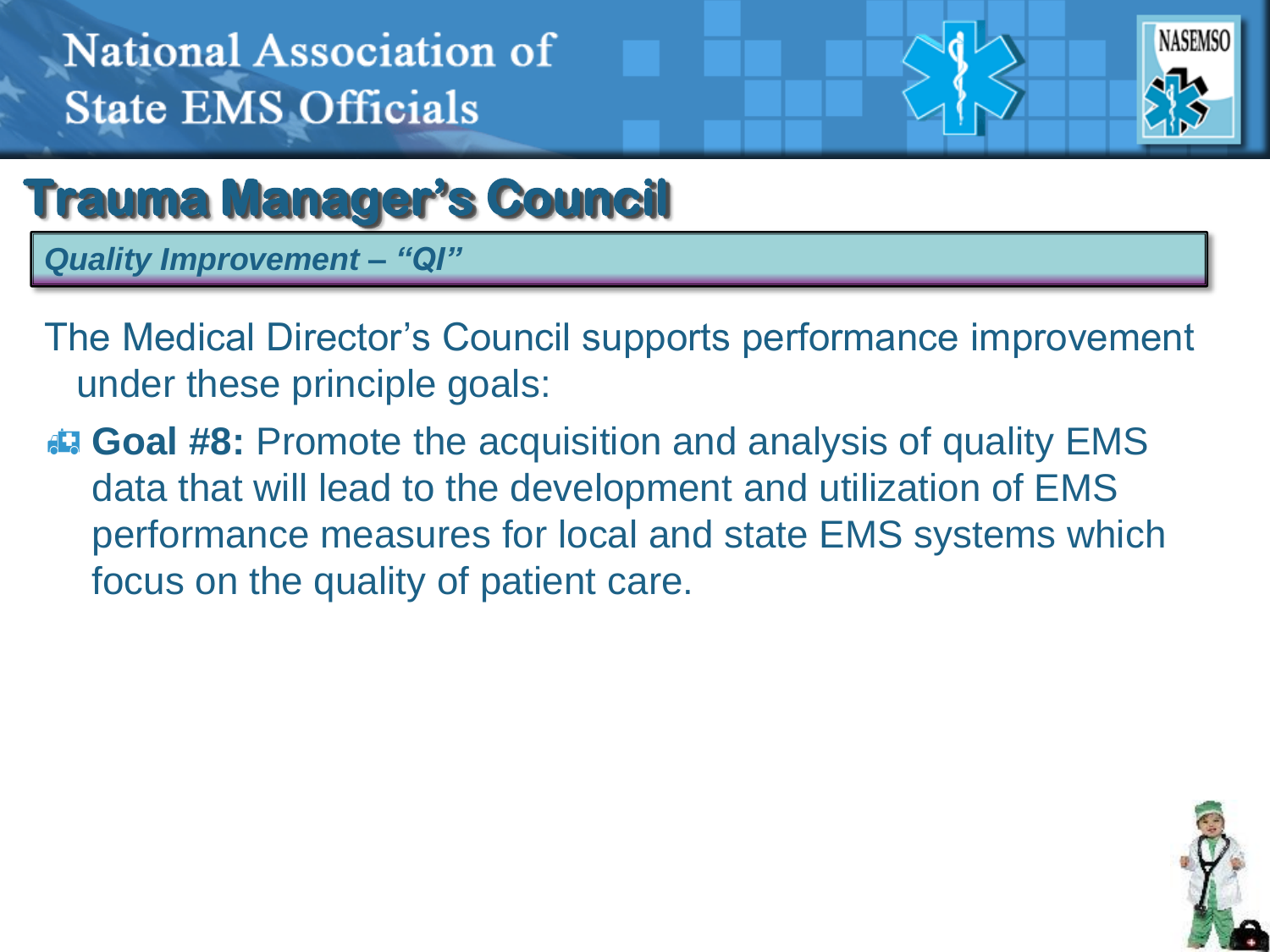National Association of State EMS Officials

# Trauma Manager's Council

***Quality Improvement – "QI"***

The Medical Director's Council supports performance improvement under these principle goals:

- **Goal #8:** Promote the acquisition and analysis of quality EMS data that will lead to the development and utilization of EMS performance measures for local and state EMS systems which focus on the quality of patient care.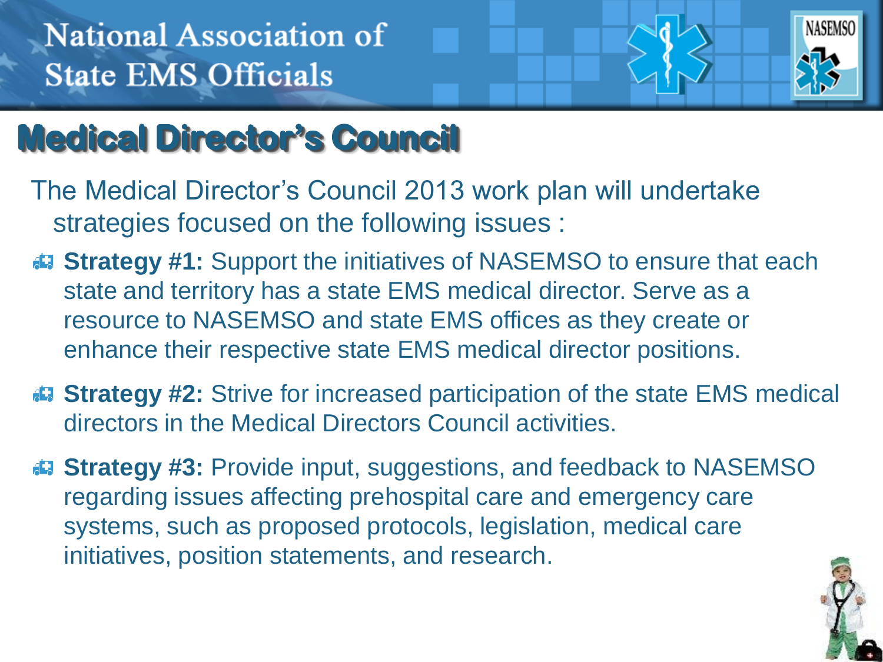# Medical Director's Council

The Medical Director's Council 2013 work plan will undertake strategies focused on the following issues :

- **Strategy #1:** Support the initiatives of NASEMSO to ensure that each state and territory has a state EMS medical director. Serve as a resource to NASEMSO and state EMS offices as they create or enhance their respective state EMS medical director positions.
- **Strategy #2:** Strive for increased participation of the state EMS medical directors in the Medical Directors Council activities.
- **Strategy #3:** Provide input, suggestions, and feedback to NASEMSO regarding issues affecting prehospital care and emergency care systems, such as proposed protocols, legislation, medical care initiatives, position statements, and research.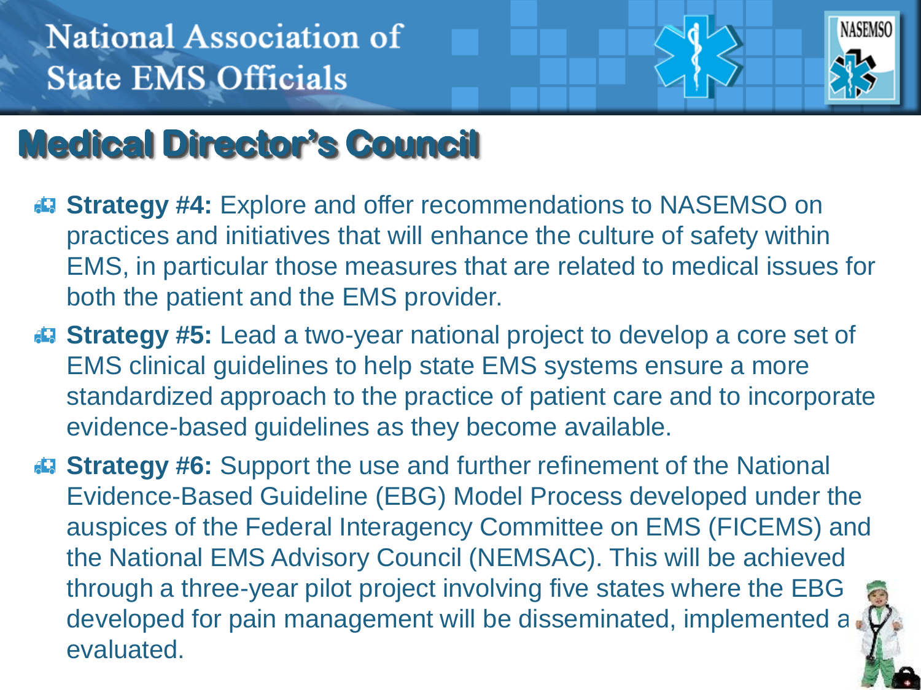National Association of State EMS Officials

# Medical Director's Council

- **Strategy #4:** Explore and offer recommendations to NASEMSO on practices and initiatives that will enhance the culture of safety within EMS, in particular those measures that are related to medical issues for both the patient and the EMS provider.
- **Strategy #5:** Lead a two-year national project to develop a core set of EMS clinical guidelines to help state EMS systems ensure a more standardized approach to the practice of patient care and to incorporate evidence-based guidelines as they become available.
- **Strategy #6:** Support the use and further refinement of the National Evidence-Based Guideline (EBG) Model Process developed under the auspices of the Federal Interagency Committee on EMS (FICEMS) and the National EMS Advisory Council (NEMSAC). This will be achieved through a three-year pilot project involving five states where the EBG developed for pain management will be disseminated, implemented and evaluated.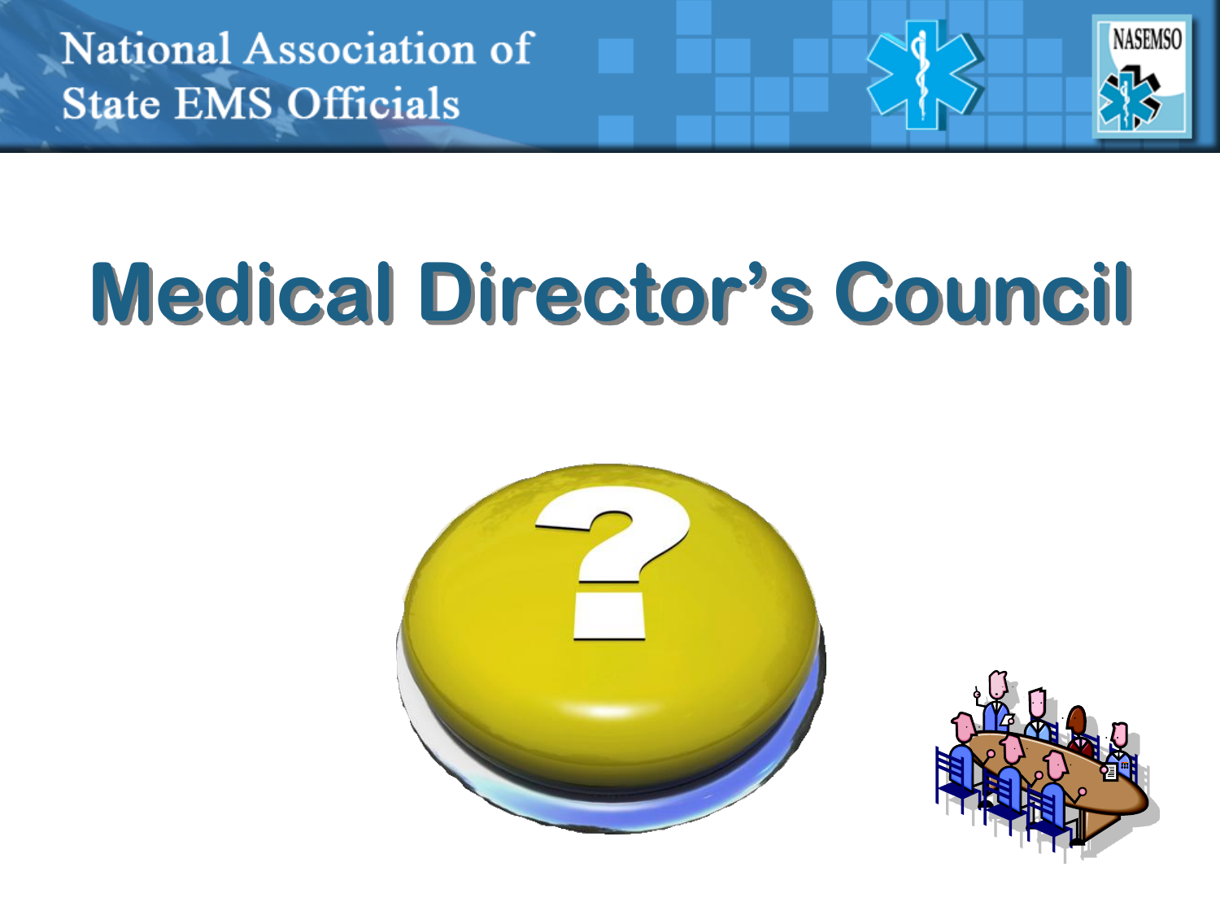# Medical Director's Council